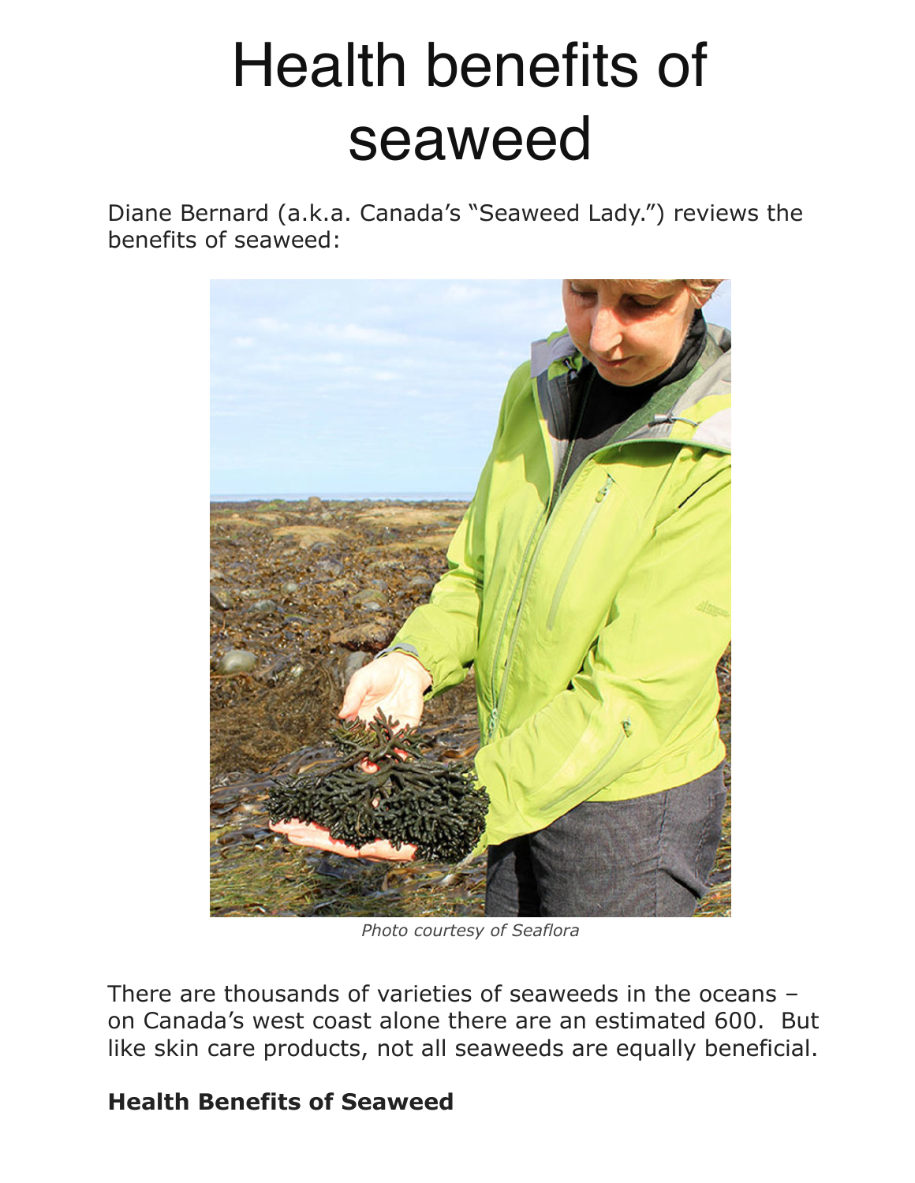# Health benefits of seaweed

Diane Bernard (a.k.a. Canada's "Seaweed Lady.") reviews the benefits of seaweed:

*Photo courtesy of Seaflora*

There are thousands of varieties of seaweeds in the oceans – on Canada's west coast alone there are an estimated 600. But like skin care products, not all seaweeds are equally beneficial.

**Health Benefits of Seaweed**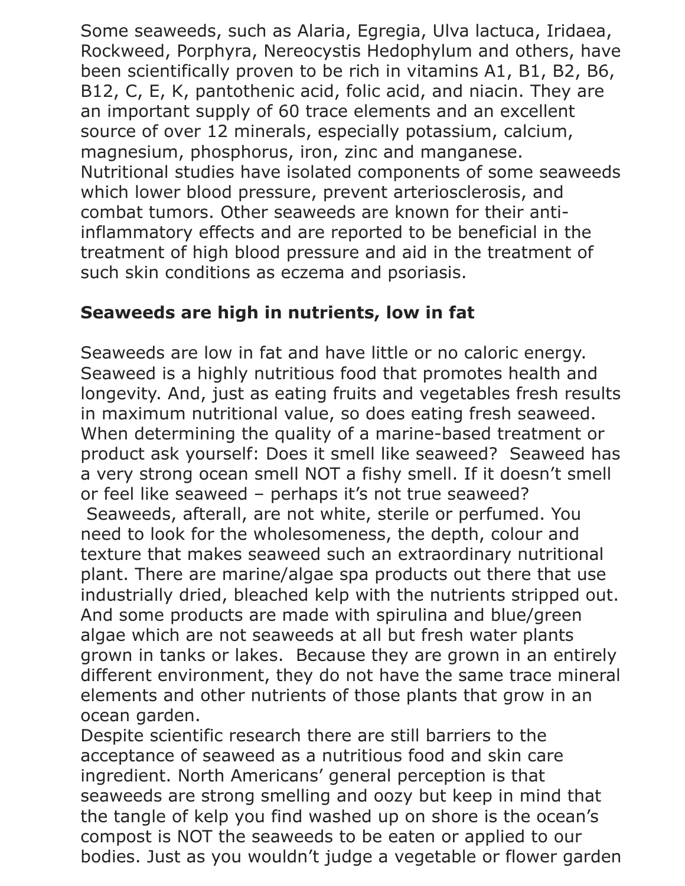Some seaweeds, such as Alaria, Egregia, Ulva lactuca, Iridaea, Rockweed, Porphyra, Nereocystis Hedophylum and others, have been scientifically proven to be rich in vitamins A1, B1, B2, B6, B12, C, E, K, pantothenic acid, folic acid, and niacin. They are an important supply of 60 trace elements and an excellent source of over 12 minerals, especially potassium, calcium, magnesium, phosphorus, iron, zinc and manganese. Nutritional studies have isolated components of some seaweeds which lower blood pressure, prevent arteriosclerosis, and combat tumors. Other seaweeds are known for their anti-inflammatory effects and are reported to be beneficial in the treatment of high blood pressure and aid in the treatment of such skin conditions as eczema and psoriasis.

**Seaweeds are high in nutrients, low in fat**

Seaweeds are low in fat and have little or no caloric energy. Seaweed is a highly nutritious food that promotes health and longevity. And, just as eating fruits and vegetables fresh results in maximum nutritional value, so does eating fresh seaweed. When determining the quality of a marine-based treatment or product ask yourself: Does it smell like seaweed? Seaweed has a very strong ocean smell NOT a fishy smell. If it doesn't smell or feel like seaweed – perhaps it's not true seaweed? Seaweeds, afterall, are not white, sterile or perfumed. You need to look for the wholesomeness, the depth, colour and texture that makes seaweed such an extraordinary nutritional plant. There are marine/algae spa products out there that use industrially dried, bleached kelp with the nutrients stripped out. And some products are made with spirulina and blue/green algae which are not seaweeds at all but fresh water plants grown in tanks or lakes. Because they are grown in an entirely different environment, they do not have the same trace mineral elements and other nutrients of those plants that grow in an ocean garden.

Despite scientific research there are still barriers to the acceptance of seaweed as a nutritious food and skin care ingredient. North Americans' general perception is that seaweeds are strong smelling and oozy but keep in mind that the tangle of kelp you find washed up on shore is the ocean's compost is NOT the seaweeds to be eaten or applied to our bodies. Just as you wouldn't judge a vegetable or flower garden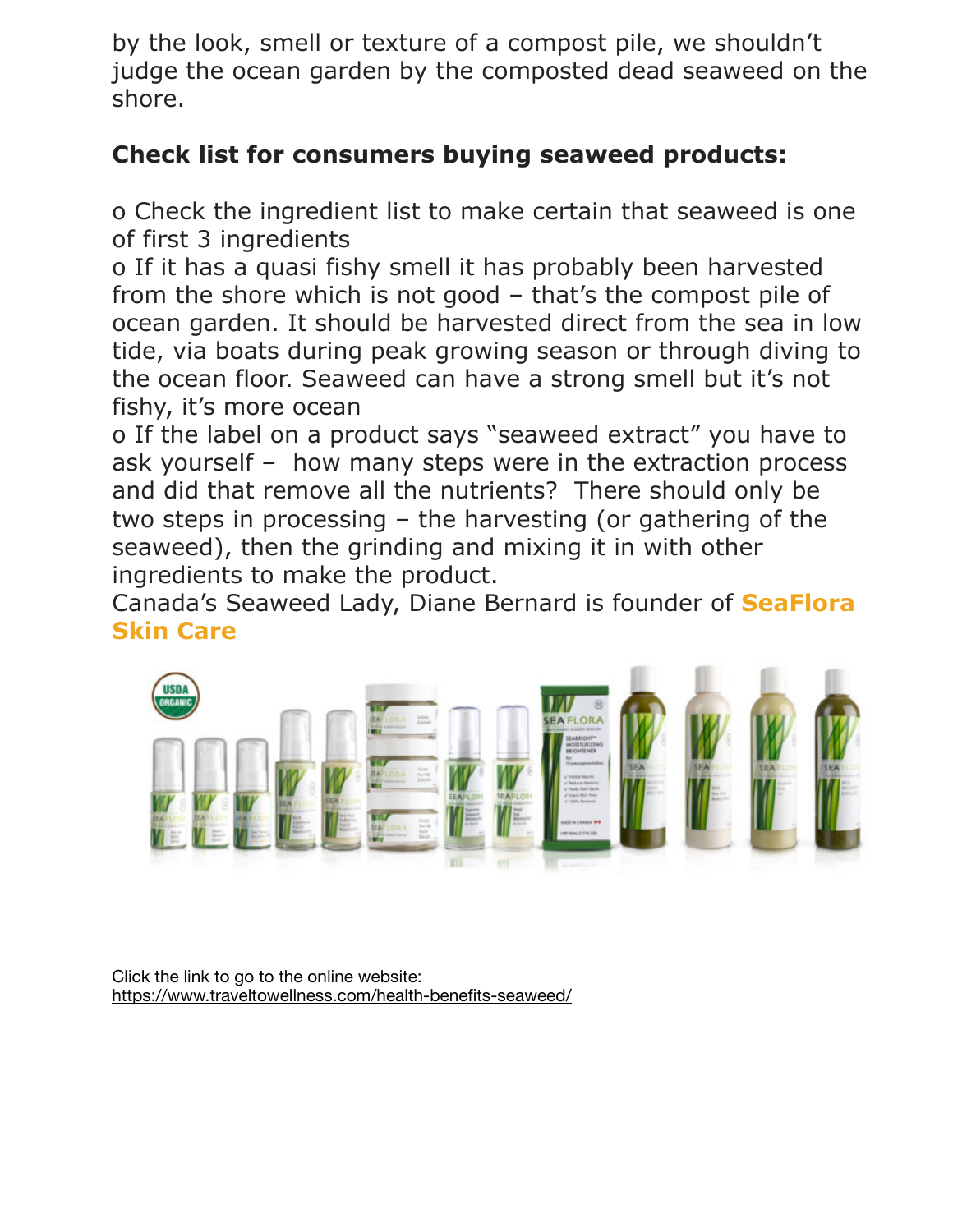by the look, smell or texture of a compost pile, we shouldn't judge the ocean garden by the composted dead seaweed on the shore.

**Check list for consumers buying seaweed products:**

o Check the ingredient list to make certain that seaweed is one of first 3 ingredients

o If it has a quasi fishy smell it has probably been harvested from the shore which is not good – that's the compost pile of ocean garden. It should be harvested direct from the sea in low tide, via boats during peak growing season or through diving to the ocean floor. Seaweed can have a strong smell but it's not fishy, it's more ocean

o If the label on a product says "seaweed extract" you have to ask yourself – how many steps were in the extraction process and did that remove all the nutrients? There should only be two steps in processing – the harvesting (or gathering of the seaweed), then the grinding and mixing it in with other ingredients to make the product.

Canada's Seaweed Lady, Diane Bernard is founder of **SeaFlora Skin Care**

Click the link to go to the online website:
https://www.traveltowellness.com/health-benefits-seaweed/